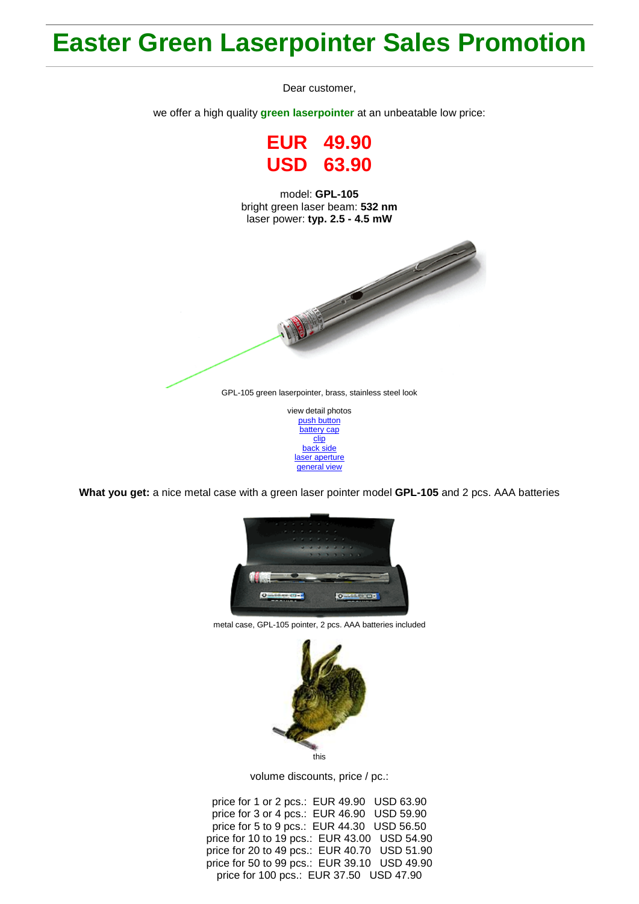# Easter Green Laserpointer Sales Promotion

Dear customer,

we offer a high quality **green laserpointer** at an unbeatable low price:

**EUR 49.90**
**USD 63.90**

model: **GPL-105**
bright green laser beam: **532 nm**
laser power: **typ. 2.5 - 4.5 mW**

GPL-105 green laserpointer, brass, stainless steel look

view detail photos
push button
battery cap
clip
back side
laser aperture
general view

**What you get:** a nice metal case with a green laser pointer model **GPL-105** and 2 pcs. AAA batteries

metal case, GPL-105 pointer, 2 pcs. AAA batteries included

this

volume discounts, price / pc.:

price for 1 or 2 pcs.: EUR 49.90 USD 63.90
price for 3 or 4 pcs.: EUR 46.90 USD 59.90
price for 5 to 9 pcs.: EUR 44.30 USD 56.50
price for 10 to 19 pcs.: EUR 43.00 USD 54.90
price for 20 to 49 pcs.: EUR 40.70 USD 51.90
price for 50 to 99 pcs.: EUR 39.10 USD 49.90
price for 100 pcs.: EUR 37.50 USD 47.90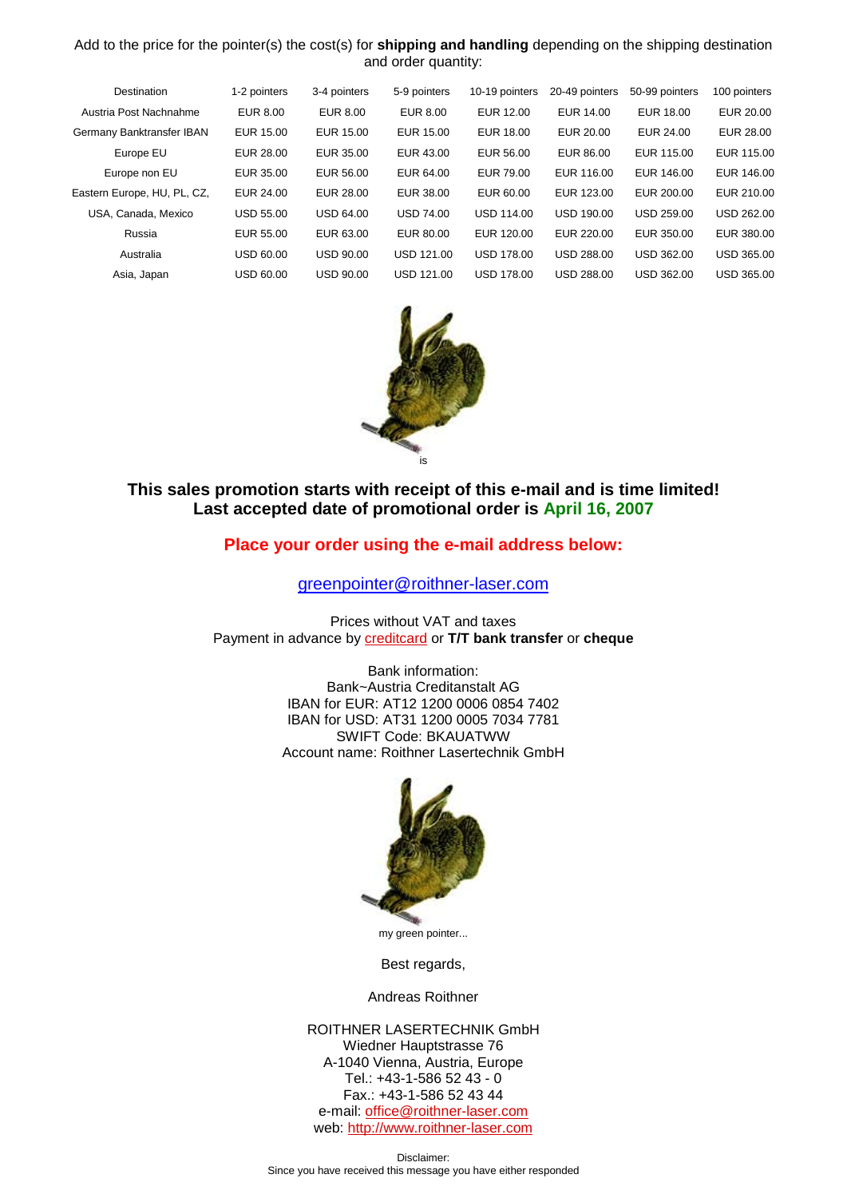Add to the price for the pointer(s) the cost(s) for **shipping and handling** depending on the shipping destination and order quantity:

| Destination | 1-2 pointers | 3-4 pointers | 5-9 pointers | 10-19 pointers | 20-49 pointers | 50-99 pointers | 100 pointers |
|---|---|---|---|---|---|---|---|
| Austria Post Nachnahme | EUR 8.00 | EUR 8.00 | EUR 8.00 | EUR 12.00 | EUR 14.00 | EUR 18.00 | EUR 20.00 |
| Germany Banktransfer IBAN | EUR 15.00 | EUR 15.00 | EUR 15.00 | EUR 18.00 | EUR 20.00 | EUR 24.00 | EUR 28.00 |
| Europe EU | EUR 28.00 | EUR 35.00 | EUR 43.00 | EUR 56.00 | EUR 86.00 | EUR 115.00 | EUR 115.00 |
| Europe non EU | EUR 35.00 | EUR 56.00 | EUR 64.00 | EUR 79.00 | EUR 116.00 | EUR 146.00 | EUR 146.00 |
| Eastern Europe, HU, PL, CZ, | EUR 24.00 | EUR 28.00 | EUR 38.00 | EUR 60.00 | EUR 123.00 | EUR 200.00 | EUR 210.00 |
| USA, Canada, Mexico | USD 55.00 | USD 64.00 | USD 74.00 | USD 114.00 | USD 190.00 | USD 259.00 | USD 262.00 |
| Russia | EUR 55.00 | EUR 63.00 | EUR 80.00 | EUR 120.00 | EUR 220.00 | EUR 350.00 | EUR 380.00 |
| Australia | USD 60.00 | USD 90.00 | USD 121.00 | USD 178.00 | USD 288.00 | USD 362.00 | USD 365.00 |
| Asia, Japan | USD 60.00 | USD 90.00 | USD 121.00 | USD 178.00 | USD 288.00 | USD 362.00 | USD 365.00 |

is

**This sales promotion starts with receipt of this e-mail and is time limited!**
**Last accepted date of promotional order is April 16, 2007**

**Place your order using the e-mail address below:**

greenpointer@roithner-laser.com

Prices without VAT and taxes
Payment in advance by creditcard or **T/T bank transfer** or **cheque**

Bank information:
Bank~Austria Creditanstalt AG
IBAN for EUR: AT12 1200 0006 0854 7402
IBAN for USD: AT31 1200 0005 7034 7781
SWIFT Code: BKAUATWW
Account name: Roithner Lasertechnik GmbH

my green pointer...

Best regards,

Andreas Roithner

ROITHNER LASERTECHNIK GmbH
Wiedner Hauptstrasse 76
A-1040 Vienna, Austria, Europe
Tel.: +43-1-586 52 43 - 0
Fax.: +43-1-586 52 43 44
e-mail: office@roithner-laser.com
web: http://www.roithner-laser.com

Disclaimer:
Since you have received this message you have either responded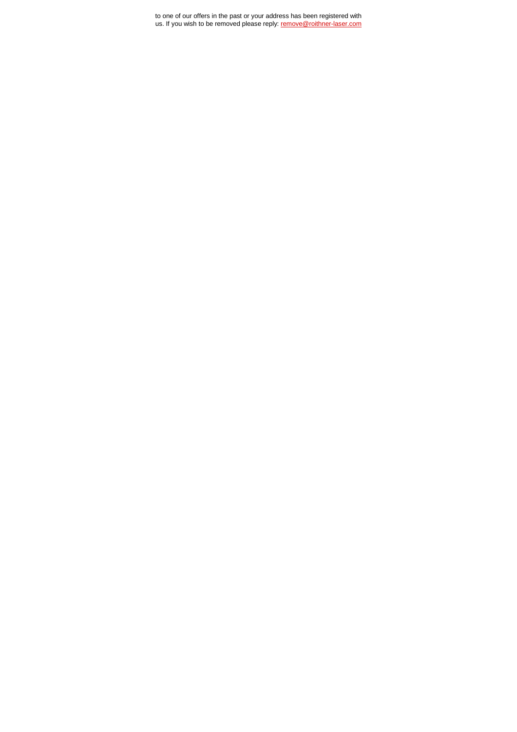to one of our offers in the past or your address has been registered with us. If you wish to be removed please reply: remove@roithner-laser.com